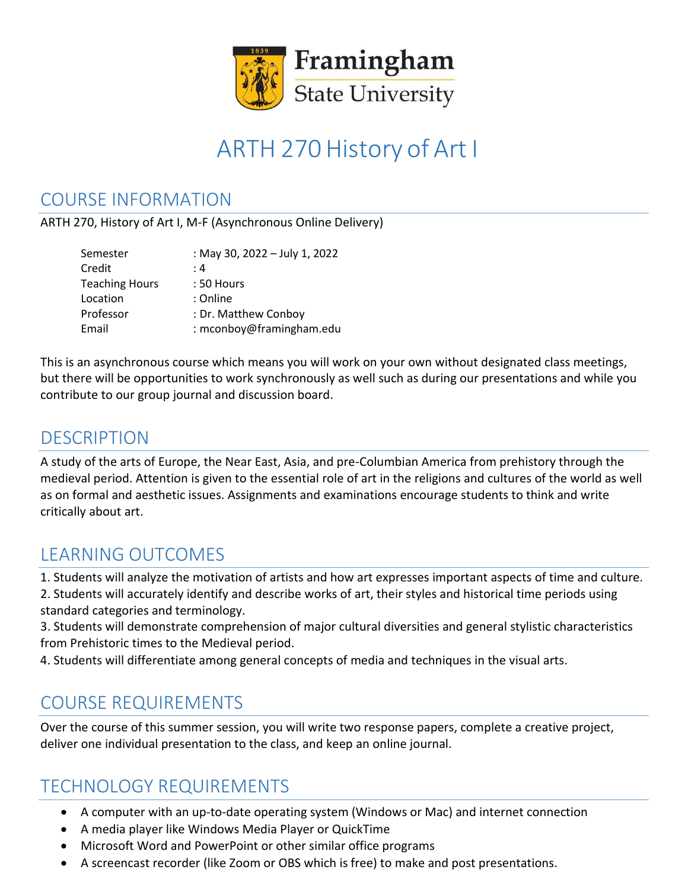Framingham State University

# ARTH 270 History of Art I

## COURSE INFORMATION

ARTH 270, History of Art I, M-F (Asynchronous Online Delivery)

| | |
|---|---|
| Semester | : May 30, 2022 – July 1, 2022 |
| Credit | : 4 |
| Teaching Hours | : 50 Hours |
| Location | : Online |
| Professor | : Dr. Matthew Conboy |
| Email | : mconboy@framingham.edu |

This is an asynchronous course which means you will work on your own without designated class meetings, but there will be opportunities to work synchronously as well such as during our presentations and while you contribute to our group journal and discussion board.

## DESCRIPTION

A study of the arts of Europe, the Near East, Asia, and pre-Columbian America from prehistory through the medieval period. Attention is given to the essential role of art in the religions and cultures of the world as well as on formal and aesthetic issues. Assignments and examinations encourage students to think and write critically about art.

## LEARNING OUTCOMES

1. Students will analyze the motivation of artists and how art expresses important aspects of time and culture.
2. Students will accurately identify and describe works of art, their styles and historical time periods using standard categories and terminology.
3. Students will demonstrate comprehension of major cultural diversities and general stylistic characteristics from Prehistoric times to the Medieval period.
4. Students will differentiate among general concepts of media and techniques in the visual arts.

## COURSE REQUIREMENTS

Over the course of this summer session, you will write two response papers, complete a creative project, deliver one individual presentation to the class, and keep an online journal.

## TECHNOLOGY REQUIREMENTS

- A computer with an up-to-date operating system (Windows or Mac) and internet connection
- A media player like Windows Media Player or QuickTime
- Microsoft Word and PowerPoint or other similar office programs
- A screencast recorder (like Zoom or OBS which is free) to make and post presentations.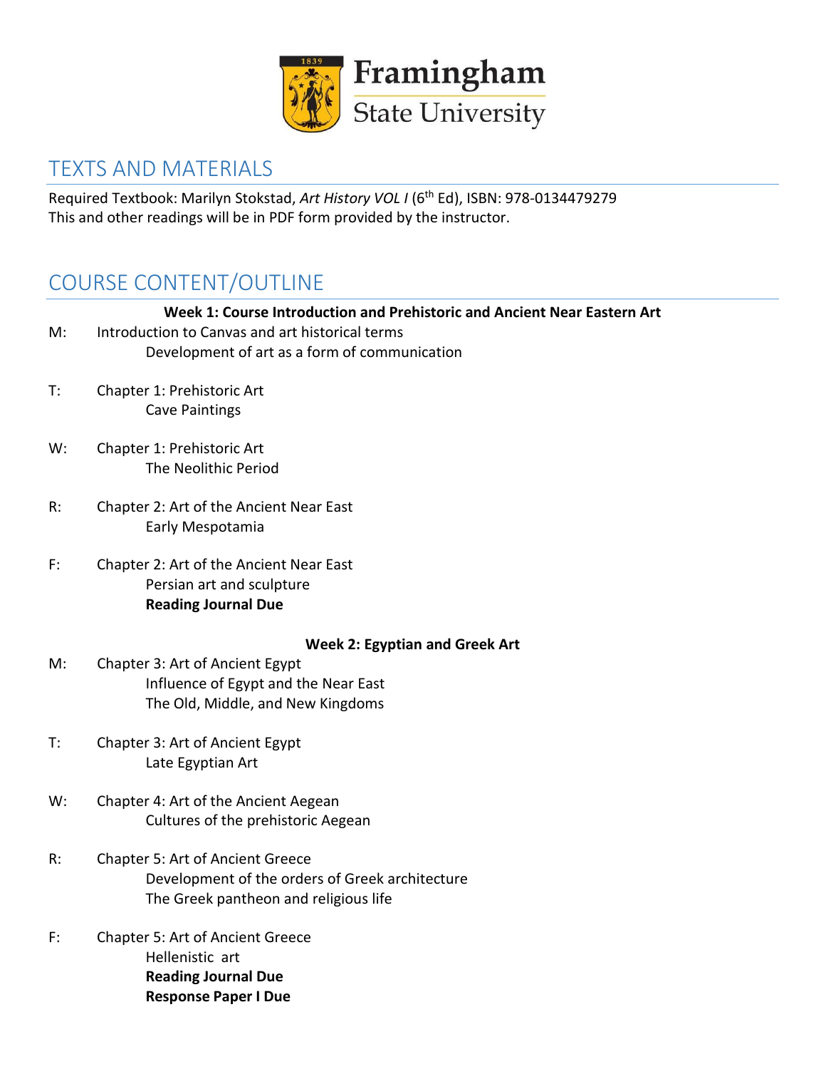## TEXTS AND MATERIALS

Required Textbook: Marilyn Stokstad, *Art History VOL I* (6th Ed), ISBN: 978-0134479279
This and other readings will be in PDF form provided by the instructor.

## COURSE CONTENT/OUTLINE

**Week 1: Course Introduction and Prehistoric and Ancient Near Eastern Art**

M: Introduction to Canvas and art historical terms
  Development of art as a form of communication

T: Chapter 1: Prehistoric Art
  Cave Paintings

W: Chapter 1: Prehistoric Art
  The Neolithic Period

R: Chapter 2: Art of the Ancient Near East
  Early Mespotamia

F: Chapter 2: Art of the Ancient Near East
  Persian art and sculpture
  **Reading Journal Due**

**Week 2: Egyptian and Greek Art**

M: Chapter 3: Art of Ancient Egypt
  Influence of Egypt and the Near East
  The Old, Middle, and New Kingdoms

T: Chapter 3: Art of Ancient Egypt
  Late Egyptian Art

W: Chapter 4: Art of the Ancient Aegean
  Cultures of the prehistoric Aegean

R: Chapter 5: Art of Ancient Greece
  Development of the orders of Greek architecture
  The Greek pantheon and religious life

F: Chapter 5: Art of Ancient Greece
  Hellenistic art
  **Reading Journal Due**
  **Response Paper I Due**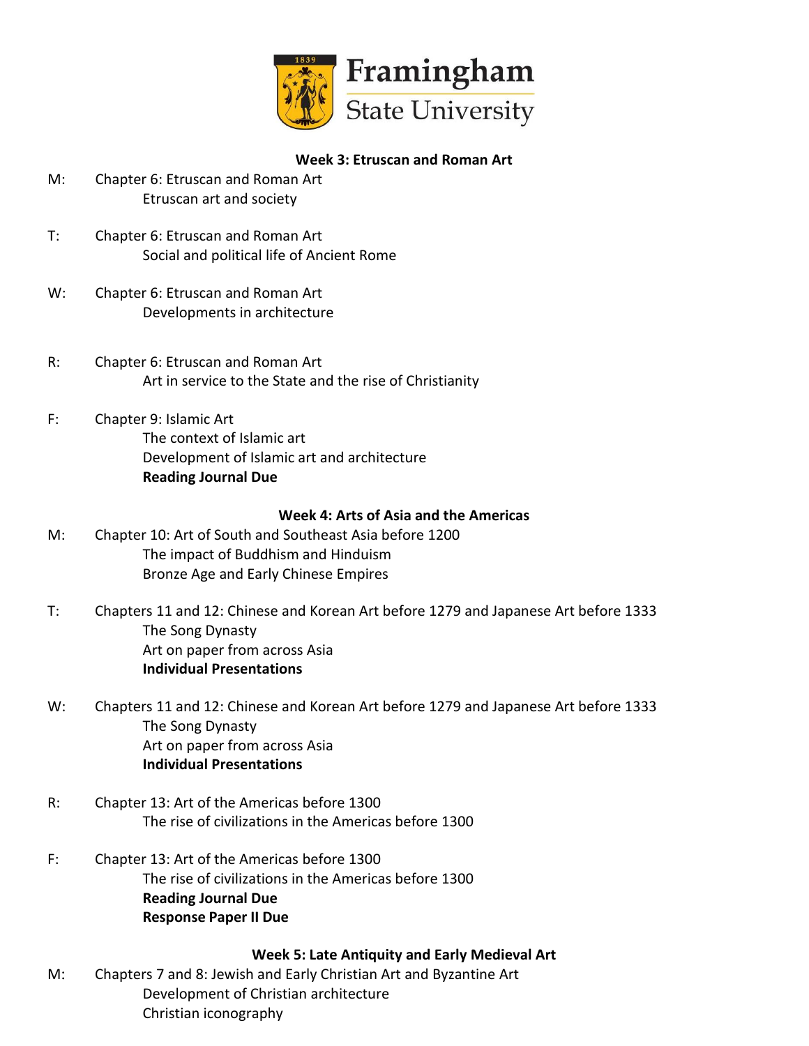### Week 3: Etruscan and Roman Art

M: Chapter 6: Etruscan and Roman Art
  Etruscan art and society

T: Chapter 6: Etruscan and Roman Art
  Social and political life of Ancient Rome

W: Chapter 6: Etruscan and Roman Art
  Developments in architecture

R: Chapter 6: Etruscan and Roman Art
  Art in service to the State and the rise of Christianity

F: Chapter 9: Islamic Art
  The context of Islamic art
  Development of Islamic art and architecture
  **Reading Journal Due**

### Week 4: Arts of Asia and the Americas

M: Chapter 10: Art of South and Southeast Asia before 1200
  The impact of Buddhism and Hinduism
  Bronze Age and Early Chinese Empires

T: Chapters 11 and 12: Chinese and Korean Art before 1279 and Japanese Art before 1333
  The Song Dynasty
  Art on paper from across Asia
  **Individual Presentations**

W: Chapters 11 and 12: Chinese and Korean Art before 1279 and Japanese Art before 1333
  The Song Dynasty
  Art on paper from across Asia
  **Individual Presentations**

R: Chapter 13: Art of the Americas before 1300
  The rise of civilizations in the Americas before 1300

F: Chapter 13: Art of the Americas before 1300
  The rise of civilizations in the Americas before 1300
  **Reading Journal Due**
  **Response Paper II Due**

### Week 5: Late Antiquity and Early Medieval Art

M: Chapters 7 and 8: Jewish and Early Christian Art and Byzantine Art
  Development of Christian architecture
  Christian iconography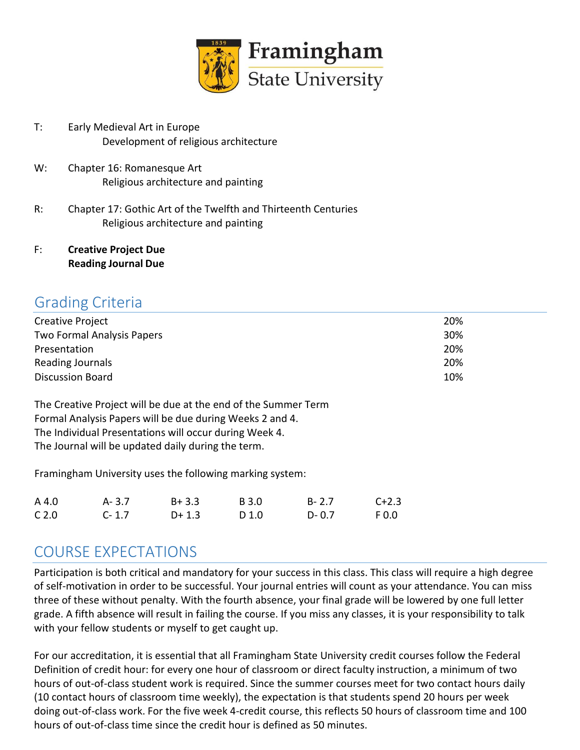T: Early Medieval Art in Europe
  Development of religious architecture

W: Chapter 16: Romanesque Art
  Religious architecture and painting

R: Chapter 17: Gothic Art of the Twelfth and Thirteenth Centuries
  Religious architecture and painting

F: **Creative Project Due**
  **Reading Journal Due**

## Grading Criteria

| | |
|---|---|
| Creative Project | 20% |
| Two Formal Analysis Papers | 30% |
| Presentation | 20% |
| Reading Journals | 20% |
| Discussion Board | 10% |

The Creative Project will be due at the end of the Summer Term
Formal Analysis Papers will be due during Weeks 2 and 4.
The Individual Presentations will occur during Week 4.
The Journal will be updated daily during the term.

Framingham University uses the following marking system:

| | | | | | |
|---|---|---|---|---|---|
| A 4.0 | A- 3.7 | B+ 3.3 | B 3.0 | B- 2.7 | C+2.3 |
| C 2.0 | C- 1.7 | D+ 1.3 | D 1.0 | D- 0.7 | F 0.0 |

## COURSE EXPECTATIONS

Participation is both critical and mandatory for your success in this class. This class will require a high degree of self-motivation in order to be successful. Your journal entries will count as your attendance. You can miss three of these without penalty. With the fourth absence, your final grade will be lowered by one full letter grade. A fifth absence will result in failing the course. If you miss any classes, it is your responsibility to talk with your fellow students or myself to get caught up.

For our accreditation, it is essential that all Framingham State University credit courses follow the Federal Definition of credit hour: for every one hour of classroom or direct faculty instruction, a minimum of two hours of out-of-class student work is required. Since the summer courses meet for two contact hours daily (10 contact hours of classroom time weekly), the expectation is that students spend 20 hours per week doing out-of-class work. For the five week 4-credit course, this reflects 50 hours of classroom time and 100 hours of out-of-class time since the credit hour is defined as 50 minutes.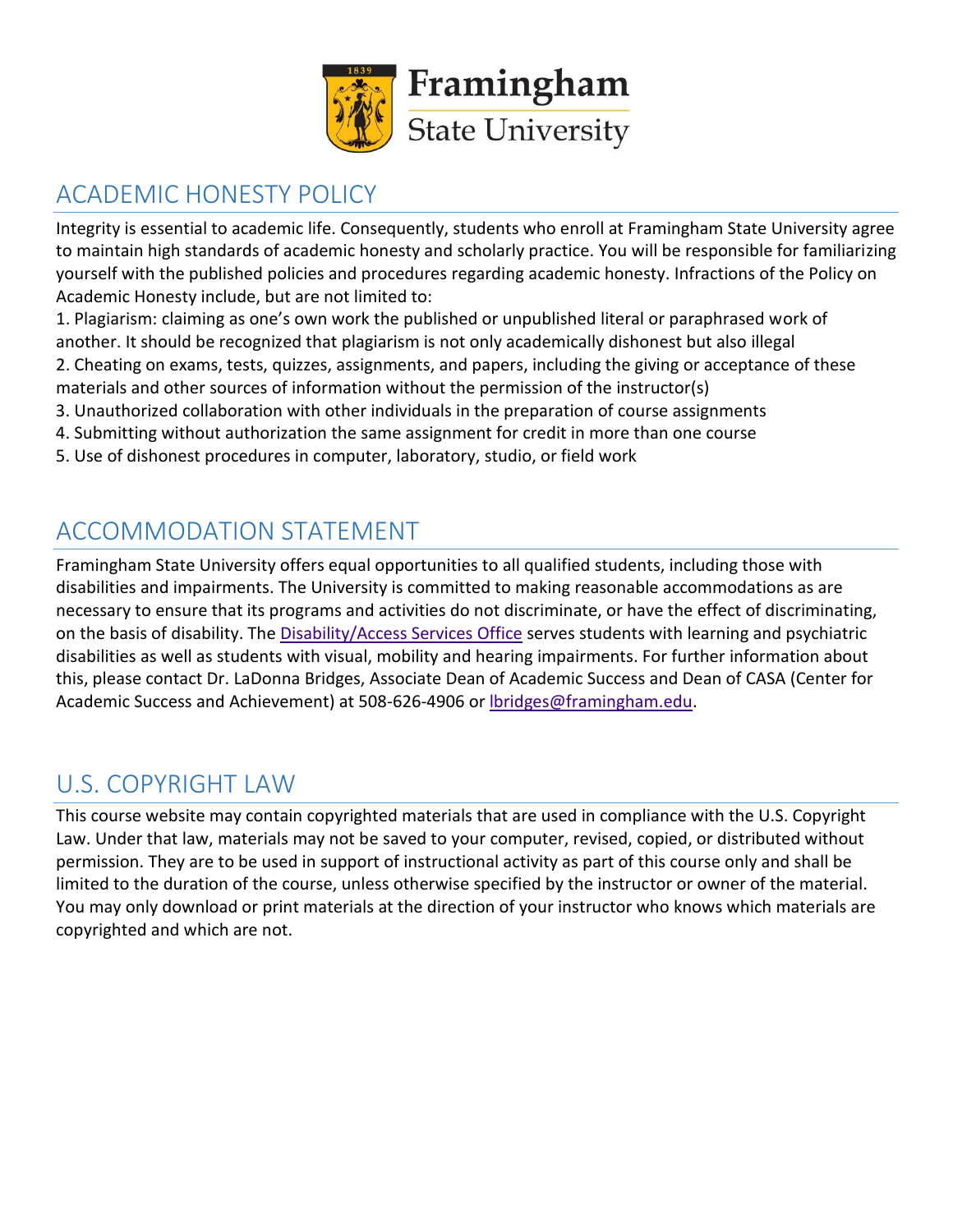Framingham State University

## ACADEMIC HONESTY POLICY

Integrity is essential to academic life. Consequently, students who enroll at Framingham State University agree to maintain high standards of academic honesty and scholarly practice. You will be responsible for familiarizing yourself with the published policies and procedures regarding academic honesty. Infractions of the Policy on Academic Honesty include, but are not limited to:

1. Plagiarism: claiming as one's own work the published or unpublished literal or paraphrased work of another. It should be recognized that plagiarism is not only academically dishonest but also illegal
2. Cheating on exams, tests, quizzes, assignments, and papers, including the giving or acceptance of these materials and other sources of information without the permission of the instructor(s)
3. Unauthorized collaboration with other individuals in the preparation of course assignments
4. Submitting without authorization the same assignment for credit in more than one course
5. Use of dishonest procedures in computer, laboratory, studio, or field work

## ACCOMMODATION STATEMENT

Framingham State University offers equal opportunities to all qualified students, including those with disabilities and impairments. The University is committed to making reasonable accommodations as are necessary to ensure that its programs and activities do not discriminate, or have the effect of discriminating, on the basis of disability. The Disability/Access Services Office serves students with learning and psychiatric disabilities as well as students with visual, mobility and hearing impairments. For further information about this, please contact Dr. LaDonna Bridges, Associate Dean of Academic Success and Dean of CASA (Center for Academic Success and Achievement) at 508-626-4906 or lbridges@framingham.edu.

## U.S. COPYRIGHT LAW

This course website may contain copyrighted materials that are used in compliance with the U.S. Copyright Law. Under that law, materials may not be saved to your computer, revised, copied, or distributed without permission. They are to be used in support of instructional activity as part of this course only and shall be limited to the duration of the course, unless otherwise specified by the instructor or owner of the material. You may only download or print materials at the direction of your instructor who knows which materials are copyrighted and which are not.